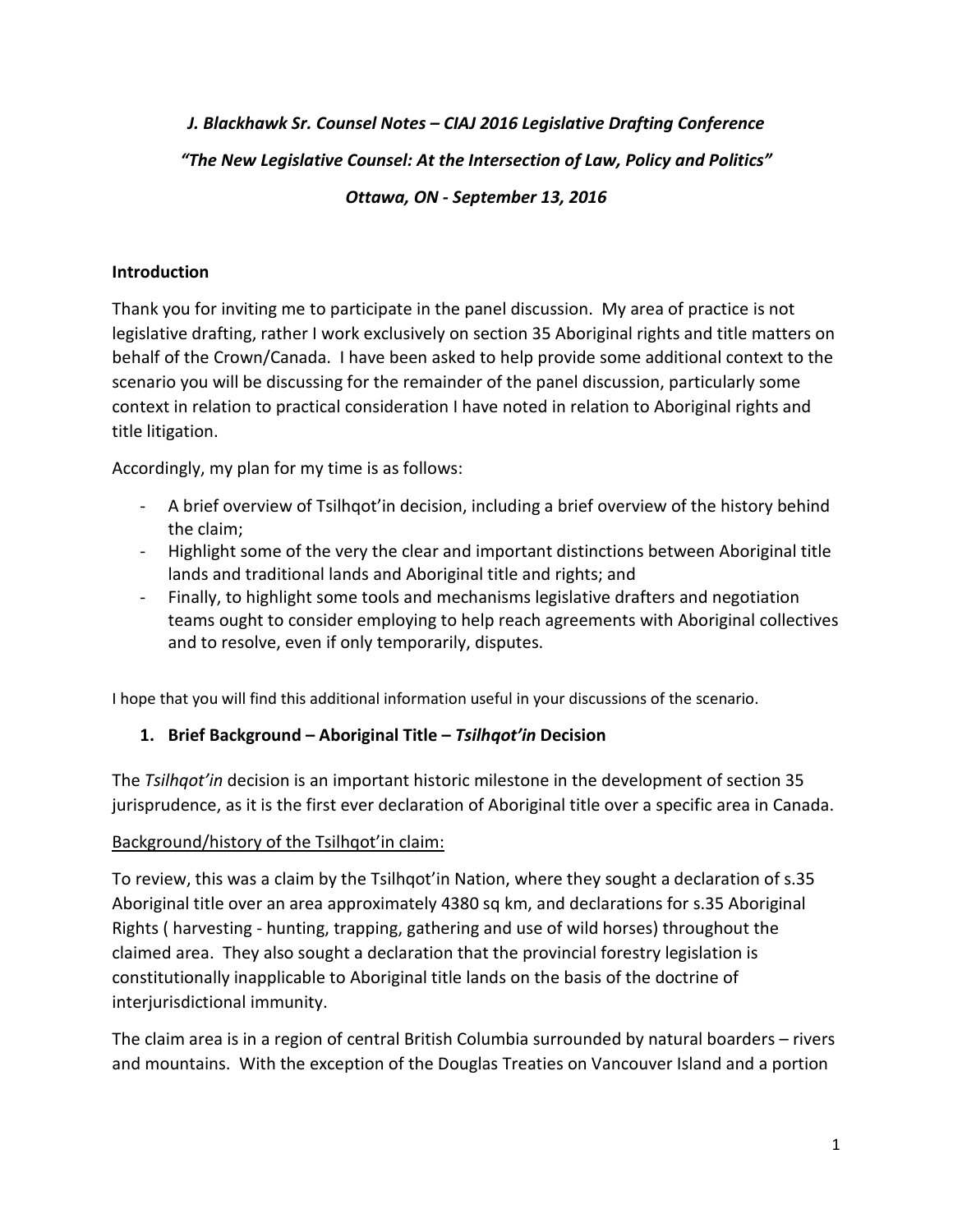***J. Blackhawk Sr. Counsel Notes – CIAJ 2016 Legislative Drafting Conference***

***"The New Legislative Counsel: At the Intersection of Law, Policy and Politics"***

***Ottawa, ON - September 13, 2016***

**Introduction**

Thank you for inviting me to participate in the panel discussion. My area of practice is not legislative drafting, rather I work exclusively on section 35 Aboriginal rights and title matters on behalf of the Crown/Canada. I have been asked to help provide some additional context to the scenario you will be discussing for the remainder of the panel discussion, particularly some context in relation to practical consideration I have noted in relation to Aboriginal rights and title litigation.

Accordingly, my plan for my time is as follows:

- A brief overview of Tsilhqot'in decision, including a brief overview of the history behind the claim;
- Highlight some of the very the clear and important distinctions between Aboriginal title lands and traditional lands and Aboriginal title and rights; and
- Finally, to highlight some tools and mechanisms legislative drafters and negotiation teams ought to consider employing to help reach agreements with Aboriginal collectives and to resolve, even if only temporarily, disputes.

I hope that you will find this additional information useful in your discussions of the scenario.

## 1. Brief Background – Aboriginal Title – *Tsilhqot'in* Decision

The *Tsilhqot'in* decision is an important historic milestone in the development of section 35 jurisprudence, as it is the first ever declaration of Aboriginal title over a specific area in Canada.

<u>Background/history of the Tsilhqot'in claim:</u>

To review, this was a claim by the Tsilhqot'in Nation, where they sought a declaration of s.35 Aboriginal title over an area approximately 4380 sq km, and declarations for s.35 Aboriginal Rights ( harvesting - hunting, trapping, gathering and use of wild horses) throughout the claimed area. They also sought a declaration that the provincial forestry legislation is constitutionally inapplicable to Aboriginal title lands on the basis of the doctrine of interjurisdictional immunity.

The claim area is in a region of central British Columbia surrounded by natural boarders – rivers and mountains. With the exception of the Douglas Treaties on Vancouver Island and a portion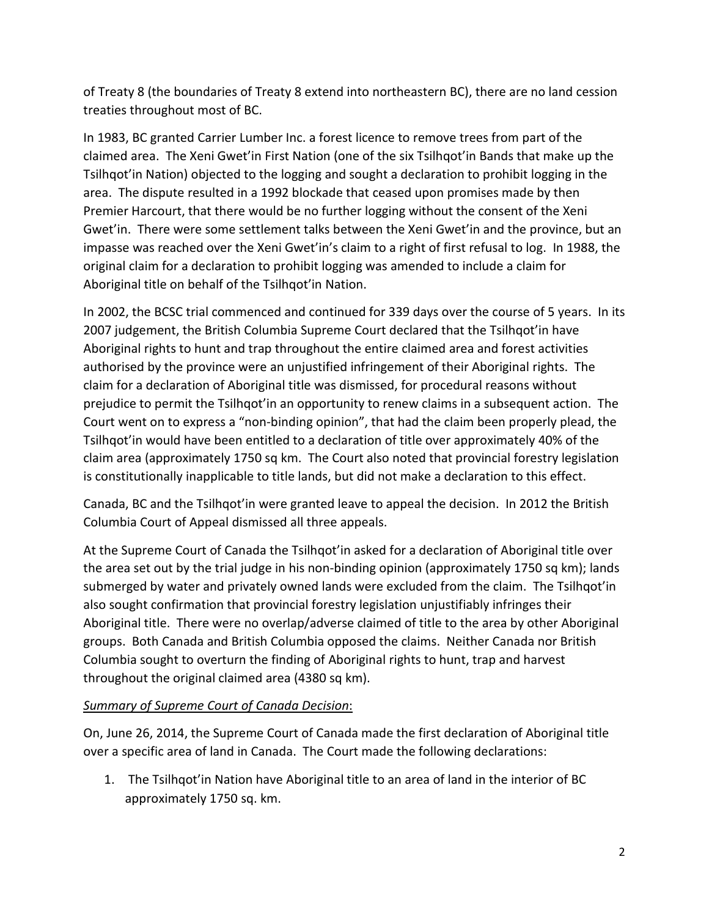of Treaty 8 (the boundaries of Treaty 8 extend into northeastern BC), there are no land cession treaties throughout most of BC.

In 1983, BC granted Carrier Lumber Inc. a forest licence to remove trees from part of the claimed area. The Xeni Gwet'in First Nation (one of the six Tsilhqot'in Bands that make up the Tsilhqot'in Nation) objected to the logging and sought a declaration to prohibit logging in the area. The dispute resulted in a 1992 blockade that ceased upon promises made by then Premier Harcourt, that there would be no further logging without the consent of the Xeni Gwet'in. There were some settlement talks between the Xeni Gwet'in and the province, but an impasse was reached over the Xeni Gwet'in's claim to a right of first refusal to log. In 1988, the original claim for a declaration to prohibit logging was amended to include a claim for Aboriginal title on behalf of the Tsilhqot'in Nation.

In 2002, the BCSC trial commenced and continued for 339 days over the course of 5 years. In its 2007 judgement, the British Columbia Supreme Court declared that the Tsilhqot'in have Aboriginal rights to hunt and trap throughout the entire claimed area and forest activities authorised by the province were an unjustified infringement of their Aboriginal rights. The claim for a declaration of Aboriginal title was dismissed, for procedural reasons without prejudice to permit the Tsilhqot'in an opportunity to renew claims in a subsequent action. The Court went on to express a "non-binding opinion", that had the claim been properly plead, the Tsilhqot'in would have been entitled to a declaration of title over approximately 40% of the claim area (approximately 1750 sq km. The Court also noted that provincial forestry legislation is constitutionally inapplicable to title lands, but did not make a declaration to this effect.

Canada, BC and the Tsilhqot'in were granted leave to appeal the decision. In 2012 the British Columbia Court of Appeal dismissed all three appeals.

At the Supreme Court of Canada the Tsilhqot'in asked for a declaration of Aboriginal title over the area set out by the trial judge in his non-binding opinion (approximately 1750 sq km); lands submerged by water and privately owned lands were excluded from the claim. The Tsilhqot'in also sought confirmation that provincial forestry legislation unjustifiably infringes their Aboriginal title. There were no overlap/adverse claimed of title to the area by other Aboriginal groups. Both Canada and British Columbia opposed the claims. Neither Canada nor British Columbia sought to overturn the finding of Aboriginal rights to hunt, trap and harvest throughout the original claimed area (4380 sq km).

*Summary of Supreme Court of Canada Decision*:

On, June 26, 2014, the Supreme Court of Canada made the first declaration of Aboriginal title over a specific area of land in Canada. The Court made the following declarations:

1. The Tsilhqot'in Nation have Aboriginal title to an area of land in the interior of BC approximately 1750 sq. km.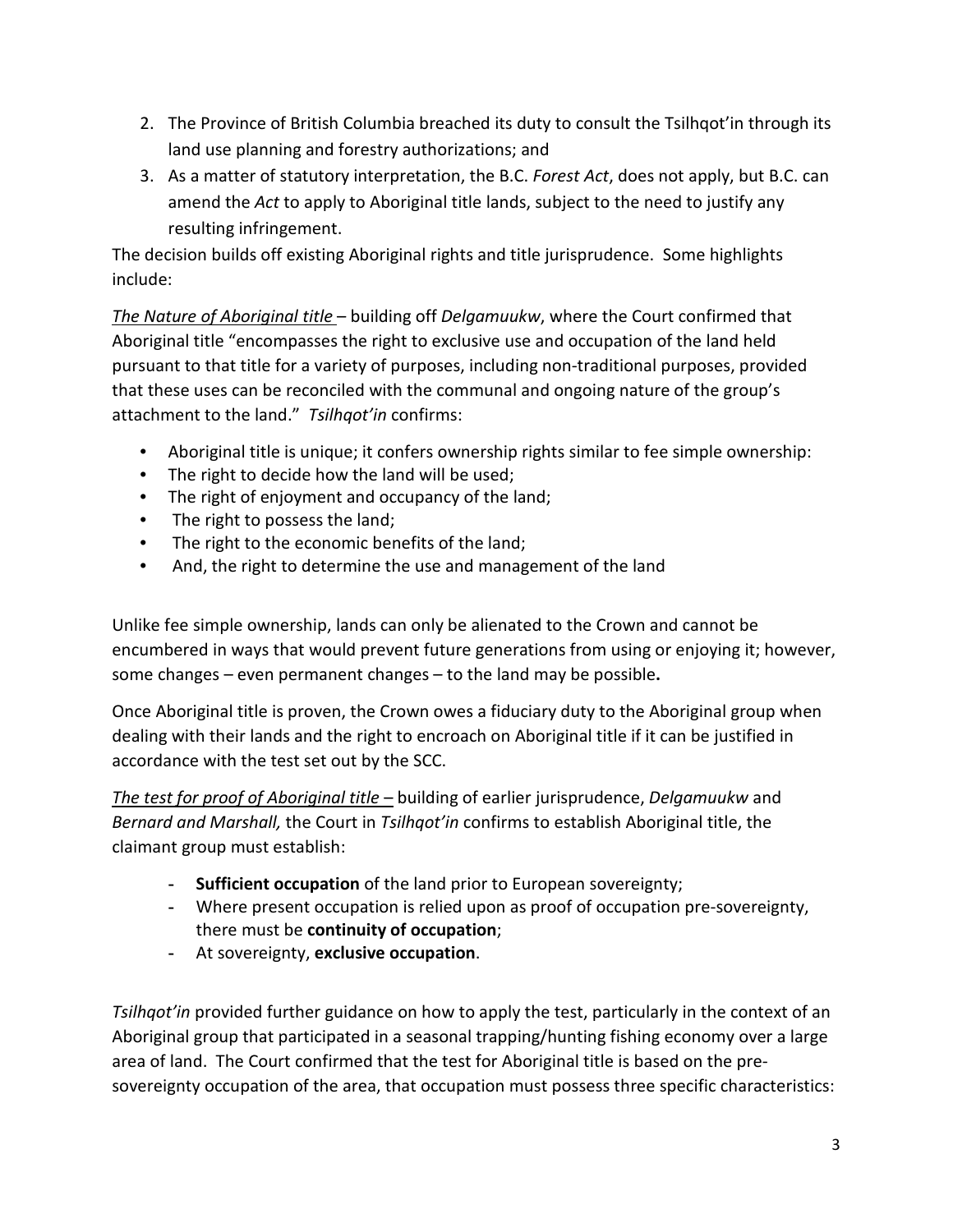2. The Province of British Columbia breached its duty to consult the Tsilhqot'in through its land use planning and forestry authorizations; and
3. As a matter of statutory interpretation, the B.C. *Forest Act*, does not apply, but B.C. can amend the *Act* to apply to Aboriginal title lands, subject to the need to justify any resulting infringement.

The decision builds off existing Aboriginal rights and title jurisprudence. Some highlights include:

*The Nature of Aboriginal title* – building off *Delgamuukw*, where the Court confirmed that Aboriginal title "encompasses the right to exclusive use and occupation of the land held pursuant to that title for a variety of purposes, including non-traditional purposes, provided that these uses can be reconciled with the communal and ongoing nature of the group's attachment to the land." *Tsilhqot'in* confirms:

- Aboriginal title is unique; it confers ownership rights similar to fee simple ownership:
- The right to decide how the land will be used;
- The right of enjoyment and occupancy of the land;
- The right to possess the land;
- The right to the economic benefits of the land;
- And, the right to determine the use and management of the land

Unlike fee simple ownership, lands can only be alienated to the Crown and cannot be encumbered in ways that would prevent future generations from using or enjoying it; however, some changes – even permanent changes – to the land may be possible**.**

Once Aboriginal title is proven, the Crown owes a fiduciary duty to the Aboriginal group when dealing with their lands and the right to encroach on Aboriginal title if it can be justified in accordance with the test set out by the SCC.

*The test for proof of Aboriginal title* – building of earlier jurisprudence, *Delgamuukw* and *Bernard and Marshall,* the Court in *Tsilhqot'in* confirms to establish Aboriginal title, the claimant group must establish:

- **Sufficient occupation** of the land prior to European sovereignty;
- Where present occupation is relied upon as proof of occupation pre-sovereignty, there must be **continuity of occupation**;
- At sovereignty, **exclusive occupation**.

*Tsilhqot'in* provided further guidance on how to apply the test, particularly in the context of an Aboriginal group that participated in a seasonal trapping/hunting fishing economy over a large area of land. The Court confirmed that the test for Aboriginal title is based on the pre-sovereignty occupation of the area, that occupation must possess three specific characteristics: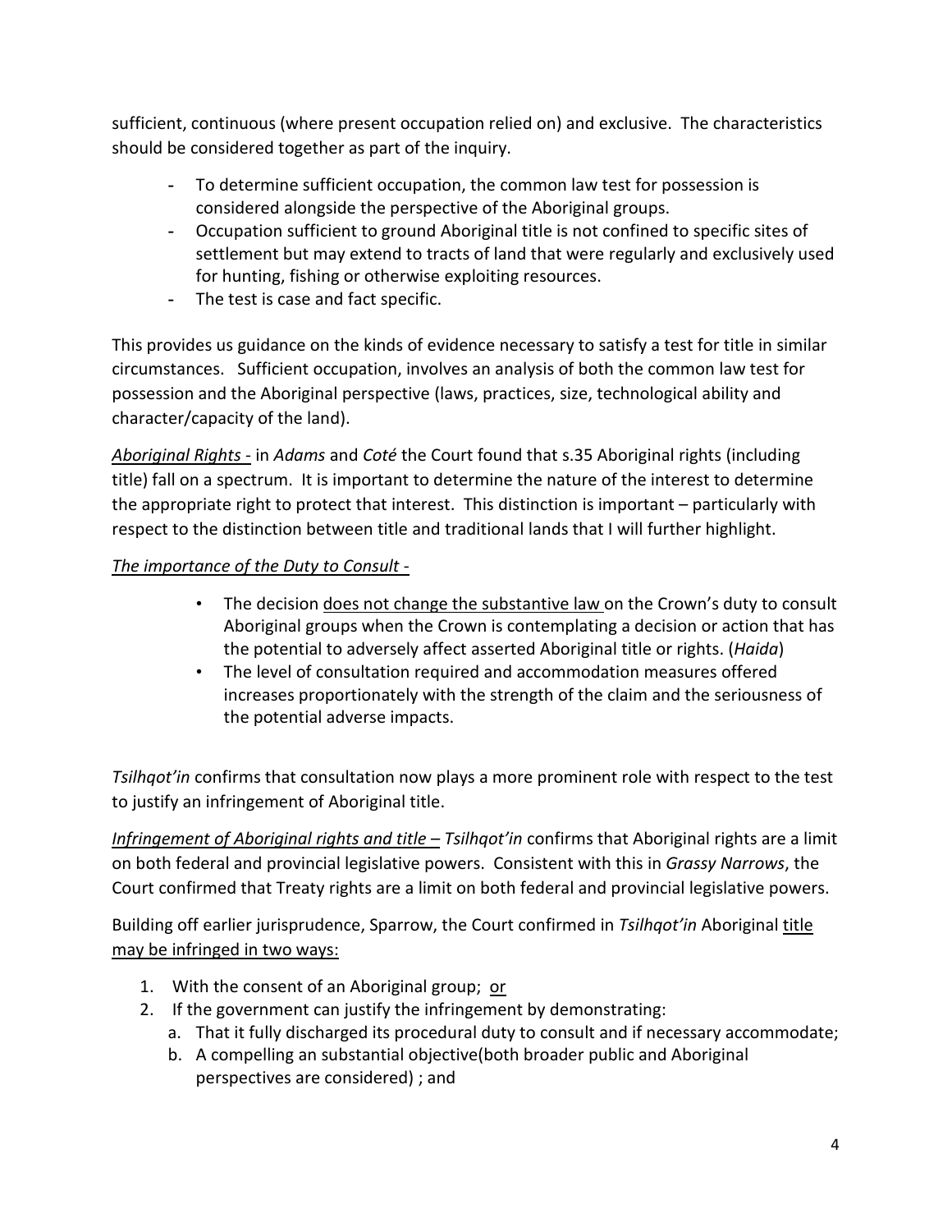sufficient, continuous (where present occupation relied on) and exclusive. The characteristics should be considered together as part of the inquiry.

- To determine sufficient occupation, the common law test for possession is considered alongside the perspective of the Aboriginal groups.
- Occupation sufficient to ground Aboriginal title is not confined to specific sites of settlement but may extend to tracts of land that were regularly and exclusively used for hunting, fishing or otherwise exploiting resources.
- The test is case and fact specific.

This provides us guidance on the kinds of evidence necessary to satisfy a test for title in similar circumstances. Sufficient occupation, involves an analysis of both the common law test for possession and the Aboriginal perspective (laws, practices, size, technological ability and character/capacity of the land).

<u>*Aboriginal Rights* -</u> in *Adams* and *Coté* the Court found that s.35 Aboriginal rights (including title) fall on a spectrum. It is important to determine the nature of the interest to determine the appropriate right to protect that interest. This distinction is important – particularly with respect to the distinction between title and traditional lands that I will further highlight.

<u>*The importance of the Duty to Consult* -</u>

- The decision <u>does not change the substantive law</u> on the Crown's duty to consult Aboriginal groups when the Crown is contemplating a decision or action that has the potential to adversely affect asserted Aboriginal title or rights. (*Haida*)
- The level of consultation required and accommodation measures offered increases proportionately with the strength of the claim and the seriousness of the potential adverse impacts.

*Tsilhqot'in* confirms that consultation now plays a more prominent role with respect to the test to justify an infringement of Aboriginal title.

<u>*Infringement of Aboriginal rights and title* –</u> *Tsilhqot'in* confirms that Aboriginal rights are a limit on both federal and provincial legislative powers. Consistent with this in *Grassy Narrows*, the Court confirmed that Treaty rights are a limit on both federal and provincial legislative powers.

Building off earlier jurisprudence, Sparrow, the Court confirmed in *Tsilhqot'in* Aboriginal <u>title may be infringed in two ways:</u>

1. With the consent of an Aboriginal group; <u>or</u>
2. If the government can justify the infringement by demonstrating:
   a. That it fully discharged its procedural duty to consult and if necessary accommodate;
   b. A compelling an substantial objective(both broader public and Aboriginal perspectives are considered) ; and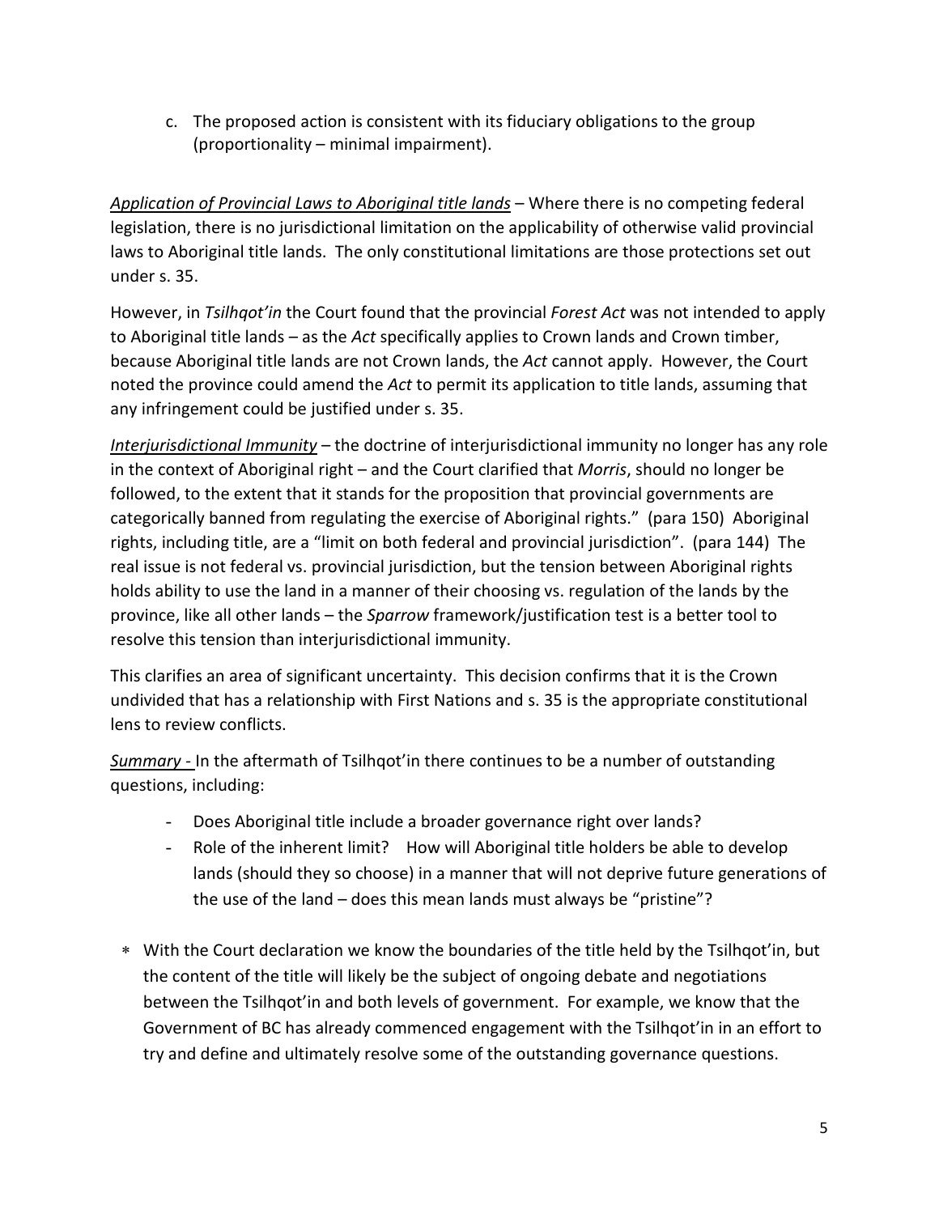c. The proposed action is consistent with its fiduciary obligations to the group (proportionality – minimal impairment).

*Application of Provincial Laws to Aboriginal title lands* – Where there is no competing federal legislation, there is no jurisdictional limitation on the applicability of otherwise valid provincial laws to Aboriginal title lands. The only constitutional limitations are those protections set out under s. 35.

However, in *Tsilhqot'in* the Court found that the provincial *Forest Act* was not intended to apply to Aboriginal title lands – as the *Act* specifically applies to Crown lands and Crown timber, because Aboriginal title lands are not Crown lands, the *Act* cannot apply. However, the Court noted the province could amend the *Act* to permit its application to title lands, assuming that any infringement could be justified under s. 35.

*Interjurisdictional Immunity* – the doctrine of interjurisdictional immunity no longer has any role in the context of Aboriginal right – and the Court clarified that *Morris*, should no longer be followed, to the extent that it stands for the proposition that provincial governments are categorically banned from regulating the exercise of Aboriginal rights." (para 150) Aboriginal rights, including title, are a "limit on both federal and provincial jurisdiction". (para 144) The real issue is not federal vs. provincial jurisdiction, but the tension between Aboriginal rights holds ability to use the land in a manner of their choosing vs. regulation of the lands by the province, like all other lands – the *Sparrow* framework/justification test is a better tool to resolve this tension than interjurisdictional immunity.

This clarifies an area of significant uncertainty. This decision confirms that it is the Crown undivided that has a relationship with First Nations and s. 35 is the appropriate constitutional lens to review conflicts.

*Summary* - In the aftermath of Tsilhqot'in there continues to be a number of outstanding questions, including:

- Does Aboriginal title include a broader governance right over lands?
- Role of the inherent limit? How will Aboriginal title holders be able to develop lands (should they so choose) in a manner that will not deprive future generations of the use of the land – does this mean lands must always be "pristine"?

* With the Court declaration we know the boundaries of the title held by the Tsilhqot'in, but the content of the title will likely be the subject of ongoing debate and negotiations between the Tsilhqot'in and both levels of government. For example, we know that the Government of BC has already commenced engagement with the Tsilhqot'in in an effort to try and define and ultimately resolve some of the outstanding governance questions.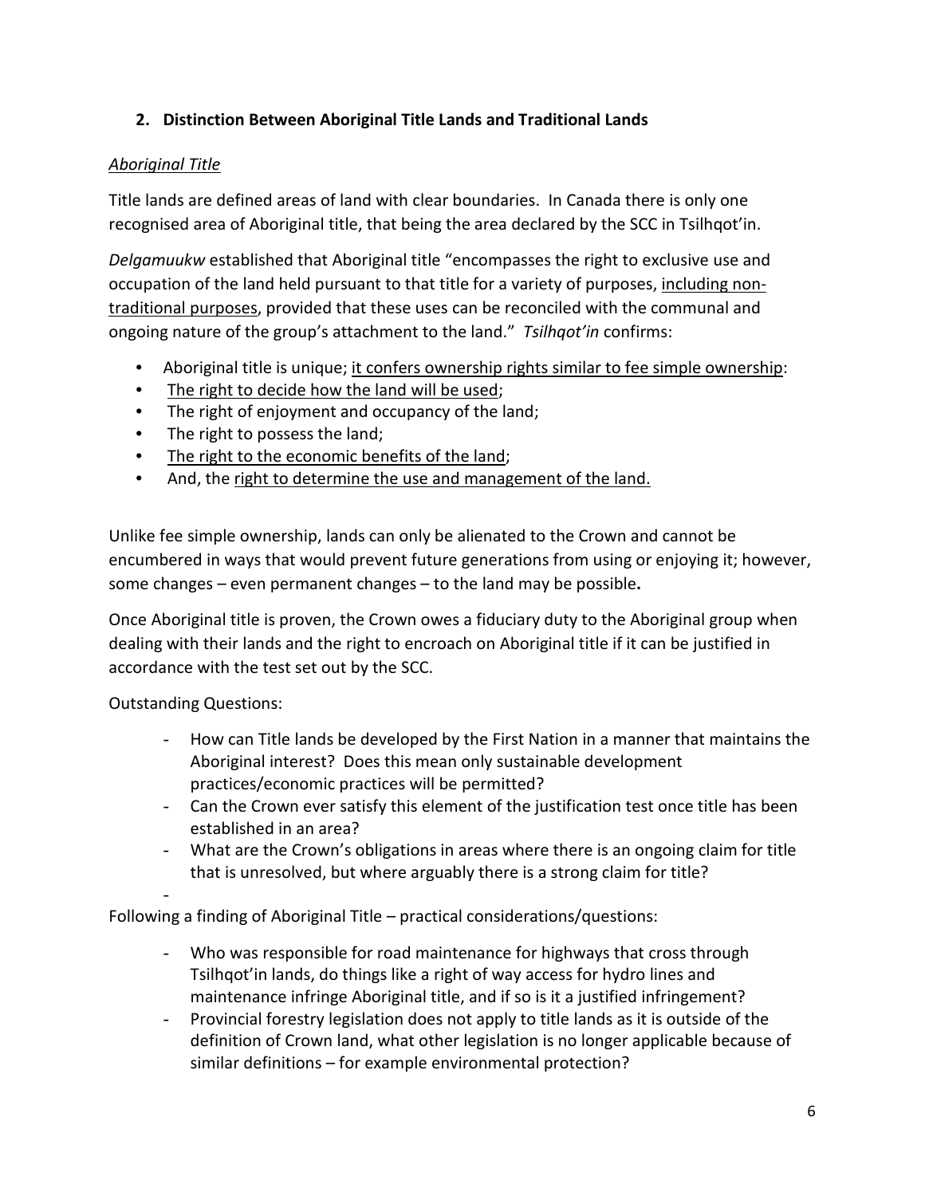## 2. Distinction Between Aboriginal Title Lands and Traditional Lands

### *Aboriginal Title*

Title lands are defined areas of land with clear boundaries. In Canada there is only one recognised area of Aboriginal title, that being the area declared by the SCC in Tsilhqot'in.

*Delgamuukw* established that Aboriginal title "encompasses the right to exclusive use and occupation of the land held pursuant to that title for a variety of purposes, <u>including non-traditional purposes</u>, provided that these uses can be reconciled with the communal and ongoing nature of the group's attachment to the land." *Tsilhqot'in* confirms:

- Aboriginal title is unique; <u>it confers ownership rights similar to fee simple ownership</u>:
- <u>The right to decide how the land will be used</u>;
- The right of enjoyment and occupancy of the land;
- The right to possess the land;
- <u>The right to the economic benefits of the land</u>;
- And, the <u>right to determine the use and management of the land.</u>

Unlike fee simple ownership, lands can only be alienated to the Crown and cannot be encumbered in ways that would prevent future generations from using or enjoying it; however, some changes – even permanent changes – to the land may be possible**.**

Once Aboriginal title is proven, the Crown owes a fiduciary duty to the Aboriginal group when dealing with their lands and the right to encroach on Aboriginal title if it can be justified in accordance with the test set out by the SCC.

Outstanding Questions:

- How can Title lands be developed by the First Nation in a manner that maintains the Aboriginal interest? Does this mean only sustainable development practices/economic practices will be permitted?
- Can the Crown ever satisfy this element of the justification test once title has been established in an area?
- What are the Crown's obligations in areas where there is an ongoing claim for title that is unresolved, but where arguably there is a strong claim for title?
-

Following a finding of Aboriginal Title – practical considerations/questions:

- Who was responsible for road maintenance for highways that cross through Tsilhqot'in lands, do things like a right of way access for hydro lines and maintenance infringe Aboriginal title, and if so is it a justified infringement?
- Provincial forestry legislation does not apply to title lands as it is outside of the definition of Crown land, what other legislation is no longer applicable because of similar definitions – for example environmental protection?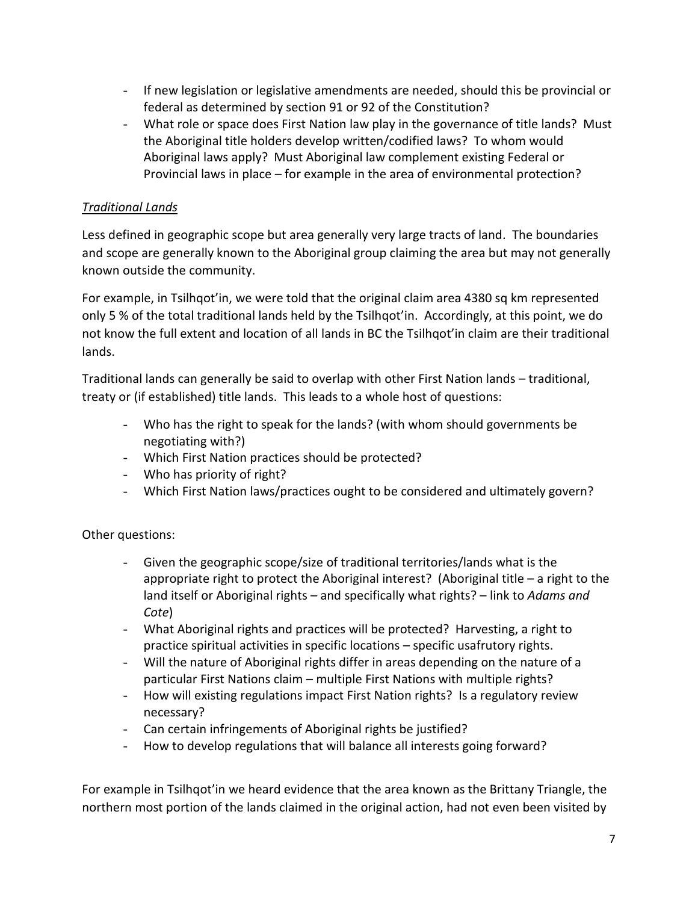- If new legislation or legislative amendments are needed, should this be provincial or federal as determined by section 91 or 92 of the Constitution?
- What role or space does First Nation law play in the governance of title lands? Must the Aboriginal title holders develop written/codified laws? To whom would Aboriginal laws apply? Must Aboriginal law complement existing Federal or Provincial laws in place – for example in the area of environmental protection?

*Traditional Lands*

Less defined in geographic scope but area generally very large tracts of land. The boundaries and scope are generally known to the Aboriginal group claiming the area but may not generally known outside the community.

For example, in Tsilhqot'in, we were told that the original claim area 4380 sq km represented only 5 % of the total traditional lands held by the Tsilhqot'in. Accordingly, at this point, we do not know the full extent and location of all lands in BC the Tsilhqot'in claim are their traditional lands.

Traditional lands can generally be said to overlap with other First Nation lands – traditional, treaty or (if established) title lands. This leads to a whole host of questions:

- Who has the right to speak for the lands? (with whom should governments be negotiating with?)
- Which First Nation practices should be protected?
- Who has priority of right?
- Which First Nation laws/practices ought to be considered and ultimately govern?

Other questions:

- Given the geographic scope/size of traditional territories/lands what is the appropriate right to protect the Aboriginal interest? (Aboriginal title – a right to the land itself or Aboriginal rights – and specifically what rights? – link to *Adams and Cote*)
- What Aboriginal rights and practices will be protected? Harvesting, a right to practice spiritual activities in specific locations – specific usafrutory rights.
- Will the nature of Aboriginal rights differ in areas depending on the nature of a particular First Nations claim – multiple First Nations with multiple rights?
- How will existing regulations impact First Nation rights? Is a regulatory review necessary?
- Can certain infringements of Aboriginal rights be justified?
- How to develop regulations that will balance all interests going forward?

For example in Tsilhqot'in we heard evidence that the area known as the Brittany Triangle, the northern most portion of the lands claimed in the original action, had not even been visited by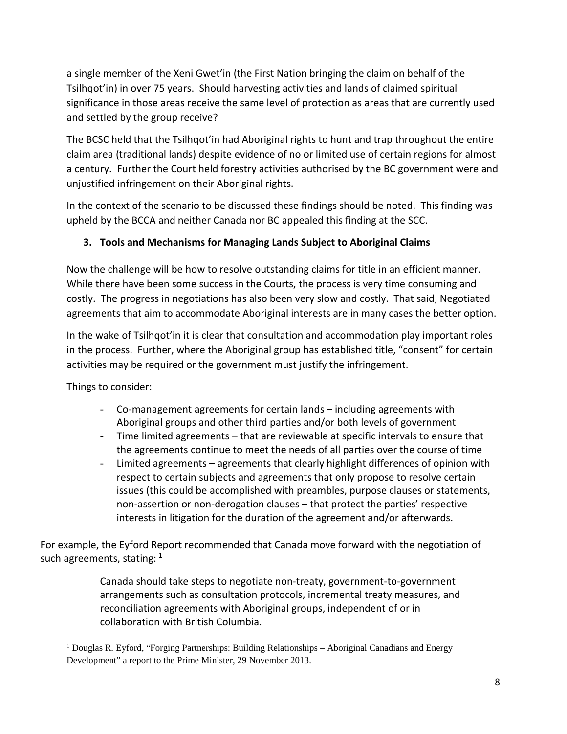a single member of the Xeni Gwet'in (the First Nation bringing the claim on behalf of the Tsilhqot'in) in over 75 years. Should harvesting activities and lands of claimed spiritual significance in those areas receive the same level of protection as areas that are currently used and settled by the group receive?

The BCSC held that the Tsilhqot'in had Aboriginal rights to hunt and trap throughout the entire claim area (traditional lands) despite evidence of no or limited use of certain regions for almost a century. Further the Court held forestry activities authorised by the BC government were and unjustified infringement on their Aboriginal rights.

In the context of the scenario to be discussed these findings should be noted. This finding was upheld by the BCCA and neither Canada nor BC appealed this finding at the SCC.

### 3. Tools and Mechanisms for Managing Lands Subject to Aboriginal Claims

Now the challenge will be how to resolve outstanding claims for title in an efficient manner. While there have been some success in the Courts, the process is very time consuming and costly. The progress in negotiations has also been very slow and costly. That said, Negotiated agreements that aim to accommodate Aboriginal interests are in many cases the better option.

In the wake of Tsilhqot'in it is clear that consultation and accommodation play important roles in the process. Further, where the Aboriginal group has established title, "consent" for certain activities may be required or the government must justify the infringement.

Things to consider:

- Co-management agreements for certain lands – including agreements with Aboriginal groups and other third parties and/or both levels of government
- Time limited agreements – that are reviewable at specific intervals to ensure that the agreements continue to meet the needs of all parties over the course of time
- Limited agreements – agreements that clearly highlight differences of opinion with respect to certain subjects and agreements that only propose to resolve certain issues (this could be accomplished with preambles, purpose clauses or statements, non-assertion or non-derogation clauses – that protect the parties' respective interests in litigation for the duration of the agreement and/or afterwards.

For example, the Eyford Report recommended that Canada move forward with the negotiation of such agreements, stating: [1]

> Canada should take steps to negotiate non-treaty, government-to-government arrangements such as consultation protocols, incremental treaty measures, and reconciliation agreements with Aboriginal groups, independent of or in collaboration with British Columbia.

[1] Douglas R. Eyford, "Forging Partnerships: Building Relationships – Aboriginal Canadians and Energy Development" a report to the Prime Minister, 29 November 2013.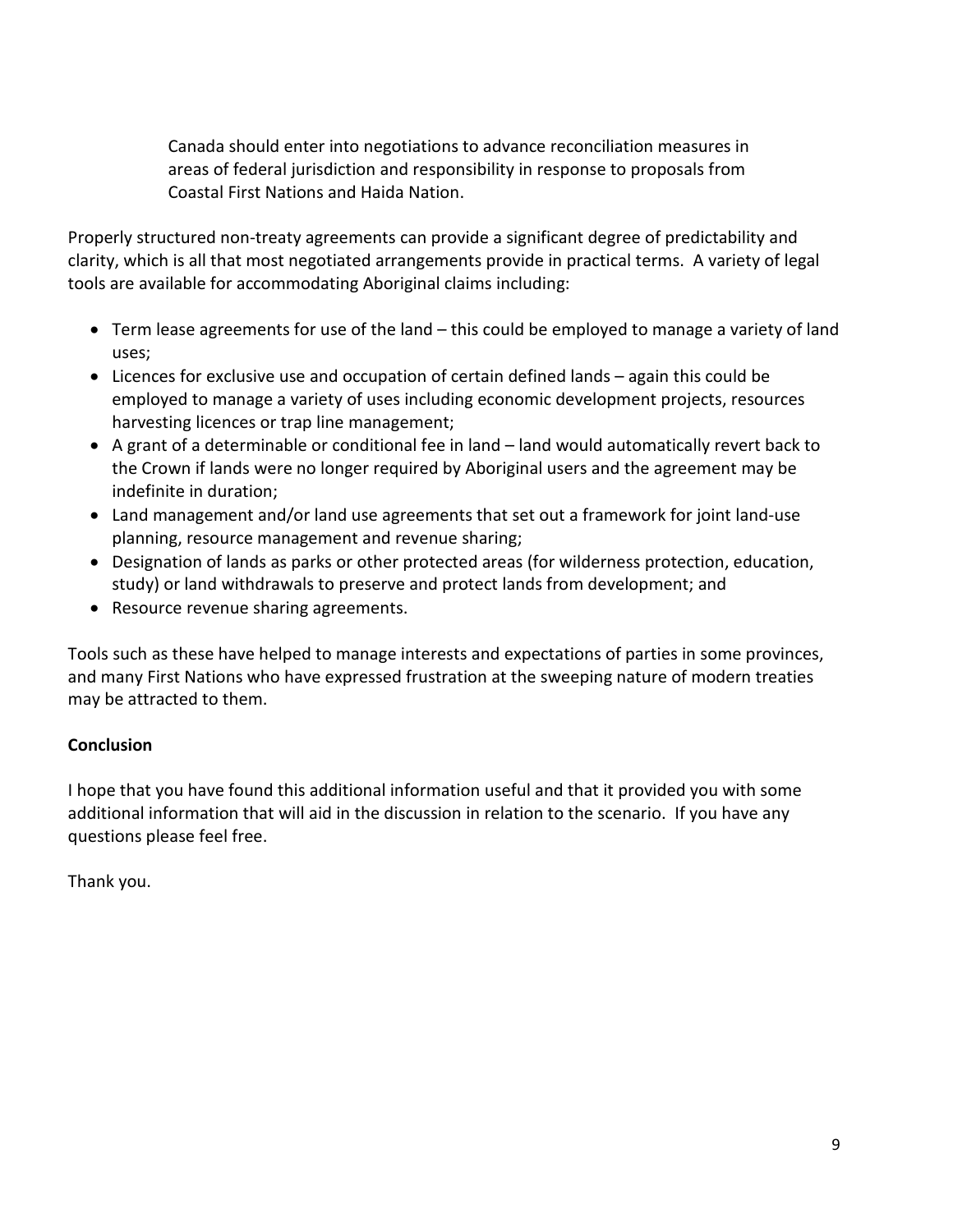> Canada should enter into negotiations to advance reconciliation measures in areas of federal jurisdiction and responsibility in response to proposals from Coastal First Nations and Haida Nation.

Properly structured non-treaty agreements can provide a significant degree of predictability and clarity, which is all that most negotiated arrangements provide in practical terms. A variety of legal tools are available for accommodating Aboriginal claims including:

- Term lease agreements for use of the land – this could be employed to manage a variety of land uses;
- Licences for exclusive use and occupation of certain defined lands – again this could be employed to manage a variety of uses including economic development projects, resources harvesting licences or trap line management;
- A grant of a determinable or conditional fee in land – land would automatically revert back to the Crown if lands were no longer required by Aboriginal users and the agreement may be indefinite in duration;
- Land management and/or land use agreements that set out a framework for joint land-use planning, resource management and revenue sharing;
- Designation of lands as parks or other protected areas (for wilderness protection, education, study) or land withdrawals to preserve and protect lands from development; and
- Resource revenue sharing agreements.

Tools such as these have helped to manage interests and expectations of parties in some provinces, and many First Nations who have expressed frustration at the sweeping nature of modern treaties may be attracted to them.

**Conclusion**

I hope that you have found this additional information useful and that it provided you with some additional information that will aid in the discussion in relation to the scenario. If you have any questions please feel free.

Thank you.